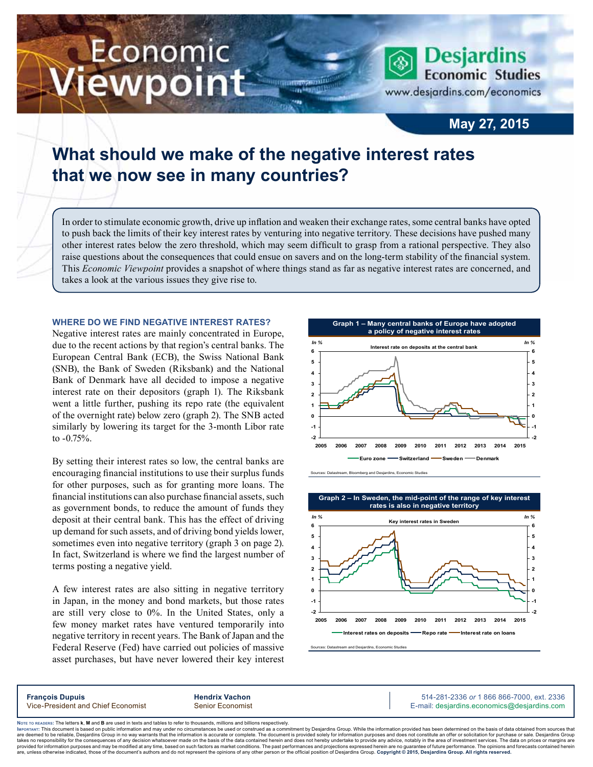# What should we make of the negative interest rates that we now see in many countries?

May 27, 2015

In order to stimulate economic growth, drive up inflation and weaken their exchange rates, some central banks have opted to push back the limits of their key interest rates by venturing into negative territory. These decisions have pushed many other interest rates below the zero threshold, which may seem difficult to grasp from a rational perspective. They also raise questions about the consequences that could ensue on savers and on the long-term stability of the financial system. This *Economic Viewpoint* provides a snapshot of where things stand as far as negative interest rates are concerned, and takes a look at the various issues they give rise to.

## WHERE DO WE FIND NEGATIVE INTEREST RATES?

Negative interest rates are mainly concentrated in Europe, due to the recent actions by that region's central banks. The European Central Bank (ECB), the Swiss National Bank (SNB), the Bank of Sweden (Riksbank) and the National Bank of Denmark have all decided to impose a negative interest rate on their depositors (graph 1). The Riksbank went a little further, pushing its repo rate (the equivalent of the overnight rate) below zero (graph 2). The SNB acted similarly by lowering its target for the 3-month Libor rate to -0.75%.

By setting their interest rates so low, the central banks are encouraging financial institutions to use their surplus funds for other purposes, such as for granting more loans. The financial institutions can also purchase financial assets, such as government bonds, to reduce the amount of funds they deposit at their central bank. This has the effect of driving up demand for such assets, and of driving bond yields lower, sometimes even into negative territory (graph 3 on page 2). In fact, Switzerland is where we find the largest number of terms posting a negative yield.

A few interest rates are also sitting in negative territory in Japan, in the money and bond markets, but those rates are still very close to 0%. In the United States, only a few money market rates have ventured temporarily into negative territory in recent years. The Bank of Japan and the Federal Reserve (Fed) have carried out policies of massive asset purchases, but have never lowered their key interest

**Graph 1 – Many central banks of Europe have adopted a policy of negative interest rates**

Interest rate on deposits at the central bank (In %) — Euro zone, Switzerland, Sweden, Denmark, 2005–2015

Sources: Datastream, Bloomberg and Desjardins, Economic Studies

**Graph 2 – In Sweden, the mid-point of the range of key interest rates is also in negative territory**

Key interest rates in Sweden (In %) — Interest rates on deposits, Repo rate, Interest rate on loans, 2005–2015

Sources: Datastream and Desjardins, Economic Studies

**François Dupuis**
Vice-President and Chief Economist

**Hendrix Vachon**
Senior Economist

514-281-2336 *or* 1 866 866-7000, ext. 2336
E-mail: desjardins.economics@desjardins.com

NOTE TO READERS: The letters **k**, **M** and **B** are used in texts and tables to refer to thousands, millions and billions respectively.

IMPORTANT: This document is based on public information and may under no circumstances be used or construed as a commitment by Desjardins Group. While the information provided has been determined on the basis of data obtained from sources that are deemed to be reliable, Desjardins Group in no way warrants that the information is accurate or complete. The document is provided solely for information purposes and does not constitute an offer or solicitation for purchase or sale. Desjardins Group takes no responsibility for the consequences of any decision whatsoever made on the basis of the data contained herein and does not hereby undertake to provide any advice, notably in the area of investment services. The data on prices or margins are provided for information purposes and may be modified at any time, based on such factors as market conditions. The past performances and projections expressed herein are no guarantee of future performance. The opinions and forecasts contained herein are, unless otherwise indicated, those of the document's authors and do not represent the opinions of any other person or the official position of Desjardins Group. **Copyright © 2015, Desjardins Group. All rights reserved.**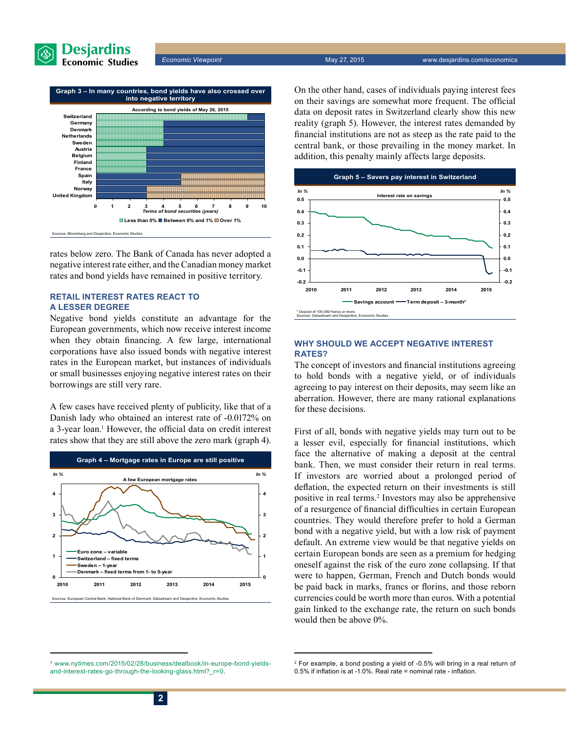**Graph 3 – In many countries, bond yields have also crossed over into negative territory**

According to bond yields of May 26, 2015

Sources: Bloomberg and Desjardins, Economic Studies

rates below zero. The Bank of Canada has never adopted a negative interest rate either, and the Canadian money market rates and bond yields have remained in positive territory.

## RETAIL INTEREST RATES REACT TO A LESSER DEGREE

Negative bond yields constitute an advantage for the European governments, which now receive interest income when they obtain financing. A few large, international corporations have also issued bonds with negative interest rates in the European market, but instances of individuals or small businesses enjoying negative interest rates on their borrowings are still very rare.

A few cases have received plenty of publicity, like that of a Danish lady who obtained an interest rate of -0.0172% on a 3-year loan.[1] However, the official data on credit interest rates show that they are still above the zero mark (graph 4).

**Graph 4 – Mortgage rates in Europe are still positive**

A few European mortgage rates

Sources: European Central Bank, National Bank of Denmark, Datastream and Desjardins, Economic Studies

On the other hand, cases of individuals paying interest fees on their savings are somewhat more frequent. The official data on deposit rates in Switzerland clearly show this new reality (graph 5). However, the interest rates demanded by financial institutions are not as steep as the rate paid to the central bank, or those prevailing in the money market. In addition, this penalty mainly affects large deposits.

**Graph 5 – Savers pay interest in Switzerland**

Interest rate on savings

\* Deposit of 100,000 francs or more.
Sources: Datastream and Desjardins, Economic Studies

## WHY SHOULD WE ACCEPT NEGATIVE INTEREST RATES?

The concept of investors and financial institutions agreeing to hold bonds with a negative yield, or of individuals agreeing to pay interest on their deposits, may seem like an aberration. However, there are many rational explanations for these decisions.

First of all, bonds with negative yields may turn out to be a lesser evil, especially for financial institutions, which face the alternative of making a deposit at the central bank. Then, we must consider their return in real terms. If investors are worried about a prolonged period of deflation, the expected return on their investments is still positive in real terms.[2] Investors may also be apprehensive of a resurgence of financial difficulties in certain European countries. They would therefore prefer to hold a German bond with a negative yield, but with a low risk of payment default. An extreme view would be that negative yields on certain European bonds are seen as a premium for hedging oneself against the risk of the euro zone collapsing. If that were to happen, German, French and Dutch bonds would be paid back in marks, francs or florins, and those reborn currencies could be worth more than euros. With a potential gain linked to the exchange rate, the return on such bonds would then be above 0%.

---

[1] www.nytimes.com/2015/02/28/business/dealbook/in-europe-bond-yields-and-interest-rates-go-through-the-looking-glass.html?_r=0.

[2] For example, a bond posting a yield of -0.5% will bring in a real return of 0.5% if inflation is at -1.0%. Real rate = nominal rate - inflation.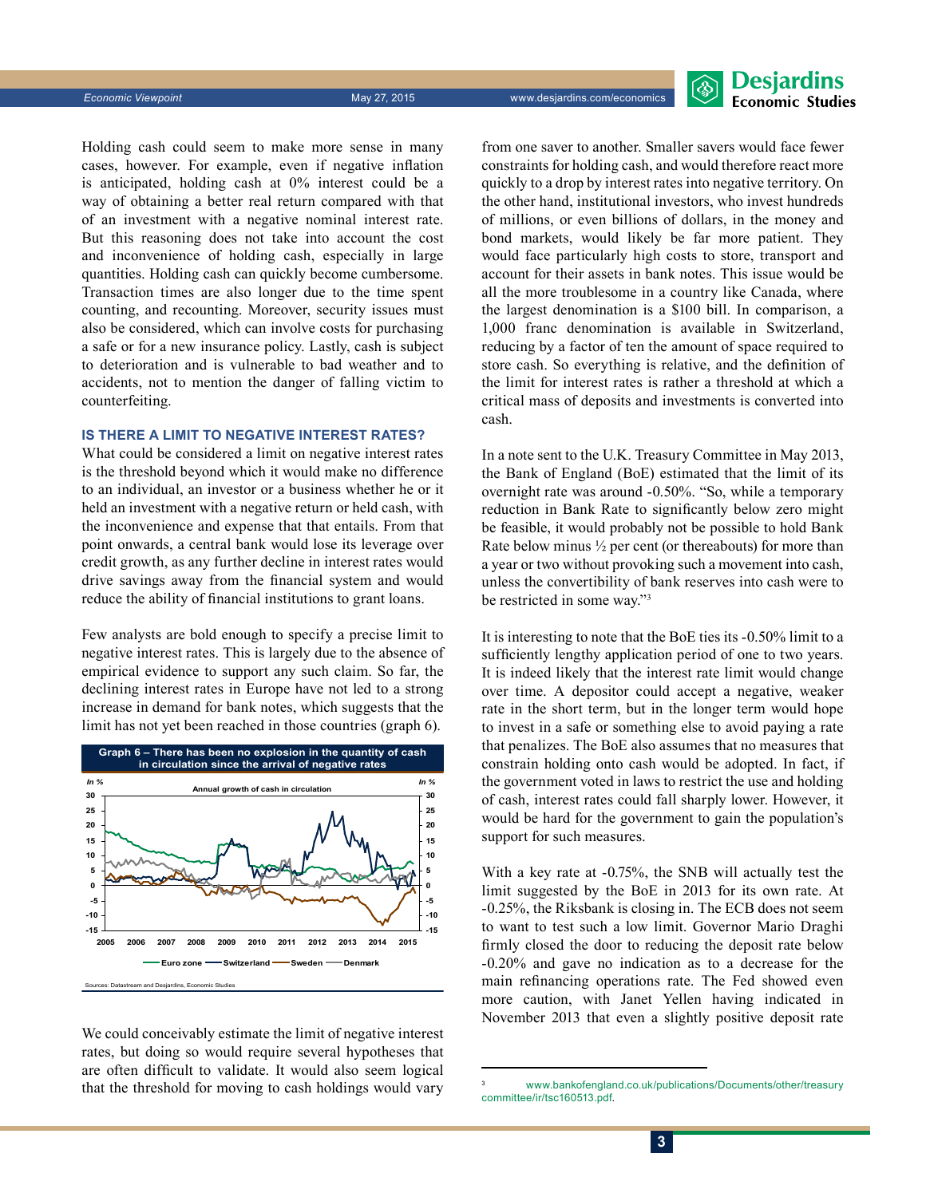Holding cash could seem to make more sense in many cases, however. For example, even if negative inflation is anticipated, holding cash at 0% interest could be a way of obtaining a better real return compared with that of an investment with a negative nominal interest rate. But this reasoning does not take into account the cost and inconvenience of holding cash, especially in large quantities. Holding cash can quickly become cumbersome. Transaction times are also longer due to the time spent counting, and recounting. Moreover, security issues must also be considered, which can involve costs for purchasing a safe or for a new insurance policy. Lastly, cash is subject to deterioration and is vulnerable to bad weather and to accidents, not to mention the danger of falling victim to counterfeiting.

### IS THERE A LIMIT TO NEGATIVE INTEREST RATES?

What could be considered a limit on negative interest rates is the threshold beyond which it would make no difference to an individual, an investor or a business whether he or it held an investment with a negative return or held cash, with the inconvenience and expense that that entails. From that point onwards, a central bank would lose its leverage over credit growth, as any further decline in interest rates would drive savings away from the financial system and would reduce the ability of financial institutions to grant loans.

Few analysts are bold enough to specify a precise limit to negative interest rates. This is largely due to the absence of empirical evidence to support any such claim. So far, the declining interest rates in Europe have not led to a strong increase in demand for bank notes, which suggests that the limit has not yet been reached in those countries (graph 6).

**Graph 6 – There has been no explosion in the quantity of cash in circulation since the arrival of negative rates**

Annual growth of cash in circulation (In %) — Euro zone, Switzerland, Sweden, Denmark, 2005–2015

Sources: Datastream and Desjardins, Economic Studies

We could conceivably estimate the limit of negative interest rates, but doing so would require several hypotheses that are often difficult to validate. It would also seem logical that the threshold for moving to cash holdings would vary from one saver to another. Smaller savers would face fewer constraints for holding cash, and would therefore react more quickly to a drop by interest rates into negative territory. On the other hand, institutional investors, who invest hundreds of millions, or even billions of dollars, in the money and bond markets, would likely be far more patient. They would face particularly high costs to store, transport and account for their assets in bank notes. This issue would be all the more troublesome in a country like Canada, where the largest denomination is a \$100 bill. In comparison, a 1,000 franc denomination is available in Switzerland, reducing by a factor of ten the amount of space required to store cash. So everything is relative, and the definition of the limit for interest rates is rather a threshold at which a critical mass of deposits and investments is converted into cash.

In a note sent to the U.K. Treasury Committee in May 2013, the Bank of England (BoE) estimated that the limit of its overnight rate was around -0.50%. "So, while a temporary reduction in Bank Rate to significantly below zero might be feasible, it would probably not be possible to hold Bank Rate below minus ½ per cent (or thereabouts) for more than a year or two without provoking such a movement into cash, unless the convertibility of bank reserves into cash were to be restricted in some way."[3]

It is interesting to note that the BoE ties its -0.50% limit to a sufficiently lengthy application period of one to two years. It is indeed likely that the interest rate limit would change over time. A depositor could accept a negative, weaker rate in the short term, but in the longer term would hope to invest in a safe or something else to avoid paying a rate that penalizes. The BoE also assumes that no measures that constrain holding onto cash would be adopted. In fact, if the government voted in laws to restrict the use and holding of cash, interest rates could fall sharply lower. However, it would be hard for the government to gain the population's support for such measures.

With a key rate at -0.75%, the SNB will actually test the limit suggested by the BoE in 2013 for its own rate. At -0.25%, the Riksbank is closing in. The ECB does not seem to want to test such a low limit. Governor Mario Draghi firmly closed the door to reducing the deposit rate below -0.20% and gave no indication as to a decrease for the main refinancing operations rate. The Fed showed even more caution, with Janet Yellen having indicated in November 2013 that even a slightly positive deposit rate

[3] www.bankofengland.co.uk/publications/Documents/other/treasurycommittee/ir/tsc160513.pdf.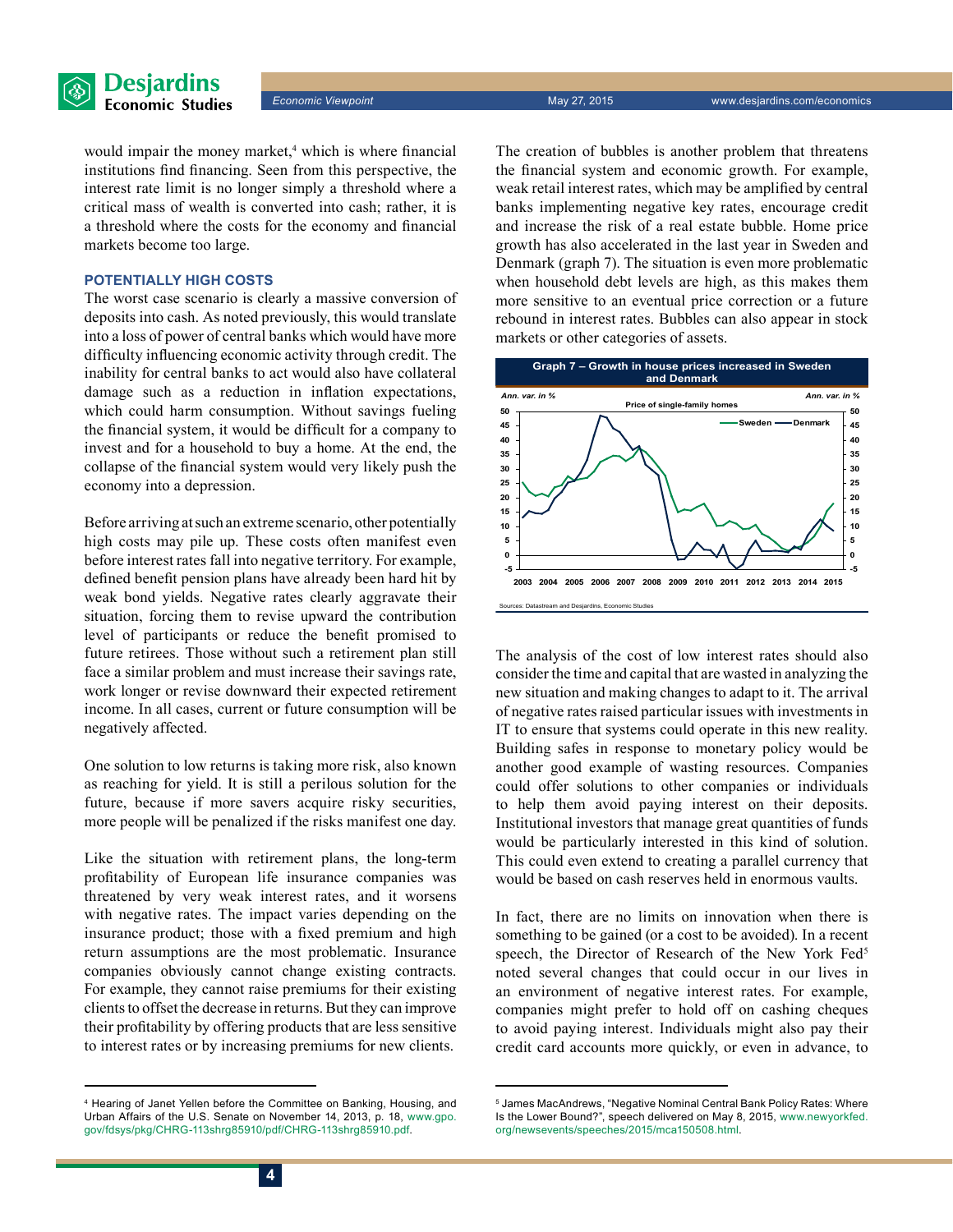would impair the money market,[4] which is where financial institutions find financing. Seen from this perspective, the interest rate limit is no longer simply a threshold where a critical mass of wealth is converted into cash; rather, it is a threshold where the costs for the economy and financial markets become too large.

## POTENTIALLY HIGH COSTS

The worst case scenario is clearly a massive conversion of deposits into cash. As noted previously, this would translate into a loss of power of central banks which would have more difficulty influencing economic activity through credit. The inability for central banks to act would also have collateral damage such as a reduction in inflation expectations, which could harm consumption. Without savings fueling the financial system, it would be difficult for a company to invest and for a household to buy a home. At the end, the collapse of the financial system would very likely push the economy into a depression.

Before arriving at such an extreme scenario, other potentially high costs may pile up. These costs often manifest even before interest rates fall into negative territory. For example, defined benefit pension plans have already been hard hit by weak bond yields. Negative rates clearly aggravate their situation, forcing them to revise upward the contribution level of participants or reduce the benefit promised to future retirees. Those without such a retirement plan still face a similar problem and must increase their savings rate, work longer or revise downward their expected retirement income. In all cases, current or future consumption will be negatively affected.

One solution to low returns is taking more risk, also known as reaching for yield. It is still a perilous solution for the future, because if more savers acquire risky securities, more people will be penalized if the risks manifest one day.

Like the situation with retirement plans, the long-term profitability of European life insurance companies was threatened by very weak interest rates, and it worsens with negative rates. The impact varies depending on the insurance product; those with a fixed premium and high return assumptions are the most problematic. Insurance companies obviously cannot change existing contracts. For example, they cannot raise premiums for their existing clients to offset the decrease in returns. But they can improve their profitability by offering products that are less sensitive to interest rates or by increasing premiums for new clients.

The creation of bubbles is another problem that threatens the financial system and economic growth. For example, weak retail interest rates, which may be amplified by central banks implementing negative key rates, encourage credit and increase the risk of a real estate bubble. Home price growth has also accelerated in the last year in Sweden and Denmark (graph 7). The situation is even more problematic when household debt levels are high, as this makes them more sensitive to an eventual price correction or a future rebound in interest rates. Bubbles can also appear in stock markets or other categories of assets.

**Graph 7 – Growth in house prices increased in Sweden and Denmark**

Sources: Datastream and Desjardins, Economic Studies

The analysis of the cost of low interest rates should also consider the time and capital that are wasted in analyzing the new situation and making changes to adapt to it. The arrival of negative rates raised particular issues with investments in IT to ensure that systems could operate in this new reality. Building safes in response to monetary policy would be another good example of wasting resources. Companies could offer solutions to other companies or individuals to help them avoid paying interest on their deposits. Institutional investors that manage great quantities of funds would be particularly interested in this kind of solution. This could even extend to creating a parallel currency that would be based on cash reserves held in enormous vaults.

In fact, there are no limits on innovation when there is something to be gained (or a cost to be avoided). In a recent speech, the Director of Research of the New York Fed[5] noted several changes that could occur in our lives in an environment of negative interest rates. For example, companies might prefer to hold off on cashing cheques to avoid paying interest. Individuals might also pay their credit card accounts more quickly, or even in advance, to

---

[4] Hearing of Janet Yellen before the Committee on Banking, Housing, and Urban Affairs of the U.S. Senate on November 14, 2013, p. 18, www.gpo.gov/fdsys/pkg/CHRG-113shrg85910/pdf/CHRG-113shrg85910.pdf.

[5] James MacAndrews, "Negative Nominal Central Bank Policy Rates: Where Is the Lower Bound?", speech delivered on May 8, 2015, www.newyorkfed.org/newsevents/speeches/2015/mca150508.html.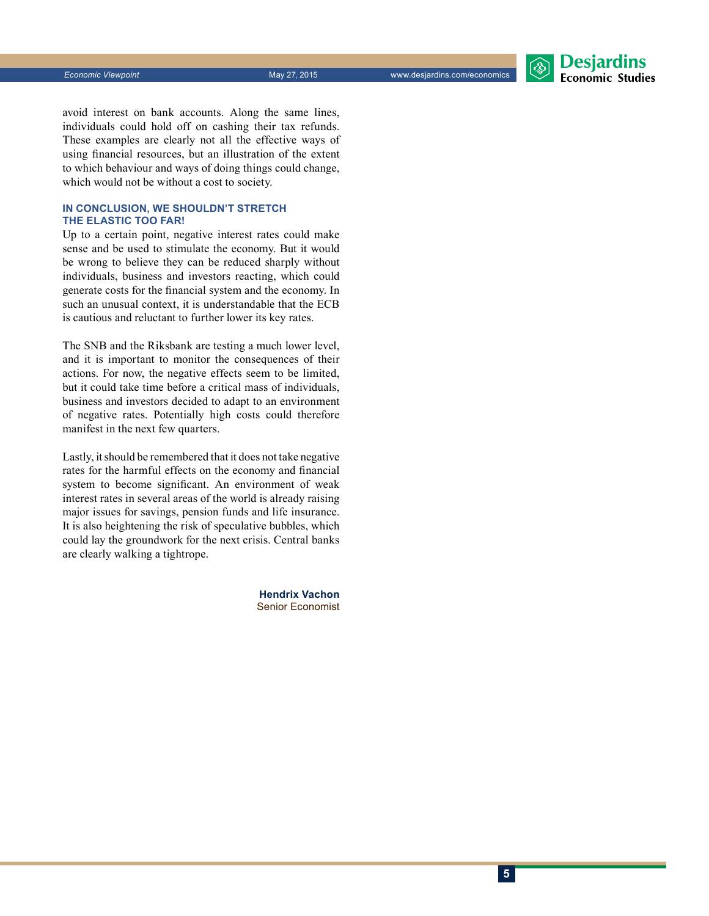avoid interest on bank accounts. Along the same lines, individuals could hold off on cashing their tax refunds. These examples are clearly not all the effective ways of using financial resources, but an illustration of the extent to which behaviour and ways of doing things could change, which would not be without a cost to society.

### IN CONCLUSION, WE SHOULDN'T STRETCH THE ELASTIC TOO FAR!

Up to a certain point, negative interest rates could make sense and be used to stimulate the economy. But it would be wrong to believe they can be reduced sharply without individuals, business and investors reacting, which could generate costs for the financial system and the economy. In such an unusual context, it is understandable that the ECB is cautious and reluctant to further lower its key rates.

The SNB and the Riksbank are testing a much lower level, and it is important to monitor the consequences of their actions. For now, the negative effects seem to be limited, but it could take time before a critical mass of individuals, business and investors decided to adapt to an environment of negative rates. Potentially high costs could therefore manifest in the next few quarters.

Lastly, it should be remembered that it does not take negative rates for the harmful effects on the economy and financial system to become significant. An environment of weak interest rates in several areas of the world is already raising major issues for savings, pension funds and life insurance. It is also heightening the risk of speculative bubbles, which could lay the groundwork for the next crisis. Central banks are clearly walking a tightrope.

**Hendrix Vachon**
Senior Economist